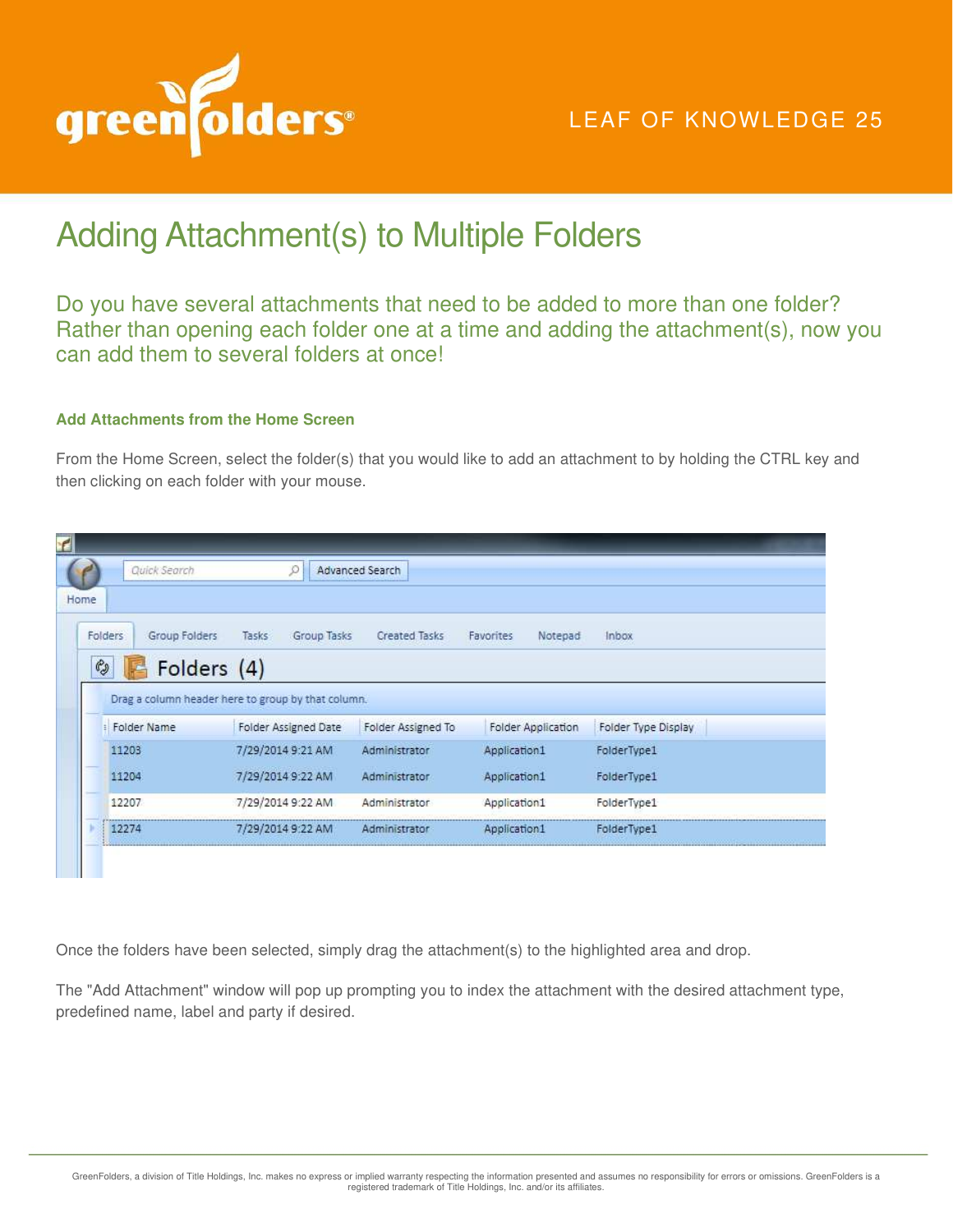LEAF OF KNOWLEDGE 25

# Adding Attachment(s) to Multiple Folders

## Do you have several attachments that need to be added to more than one folder? Rather than opening each folder one at a time and adding the attachment(s), now you can add them to several folders at once!

### Add Attachments from the Home Screen

From the Home Screen, select the folder(s) that you would like to add an attachment to by holding the CTRL key and then clicking on each folder with your mouse.

Home

Quick Search | Advanced Search

Folders | Group Folders | Tasks | Group Tasks | Created Tasks | Favorites | Notepad | Inbox

**Folders (4)**

Drag a column header here to group by that column.

| Folder Name | Folder Assigned Date | Folder Assigned To | Folder Application | Folder Type Display |
|---|---|---|---|---|
| 11203 | 7/29/2014 9:21 AM | Administrator | Application1 | FolderType1 |
| 11204 | 7/29/2014 9:22 AM | Administrator | Application1 | FolderType1 |
| 12207 | 7/29/2014 9:22 AM | Administrator | Application1 | FolderType1 |
| 12274 | 7/29/2014 9:22 AM | Administrator | Application1 | FolderType1 |

Once the folders have been selected, simply drag the attachment(s) to the highlighted area and drop.

The "Add Attachment" window will pop up prompting you to index the attachment with the desired attachment type, predefined name, label and party if desired.

GreenFolders, a division of Title Holdings, Inc. makes no express or implied warranty respecting the information presented and assumes no responsibility for errors or omissions. GreenFolders is a registered trademark of Title Holdings, Inc. and/or its affiliates.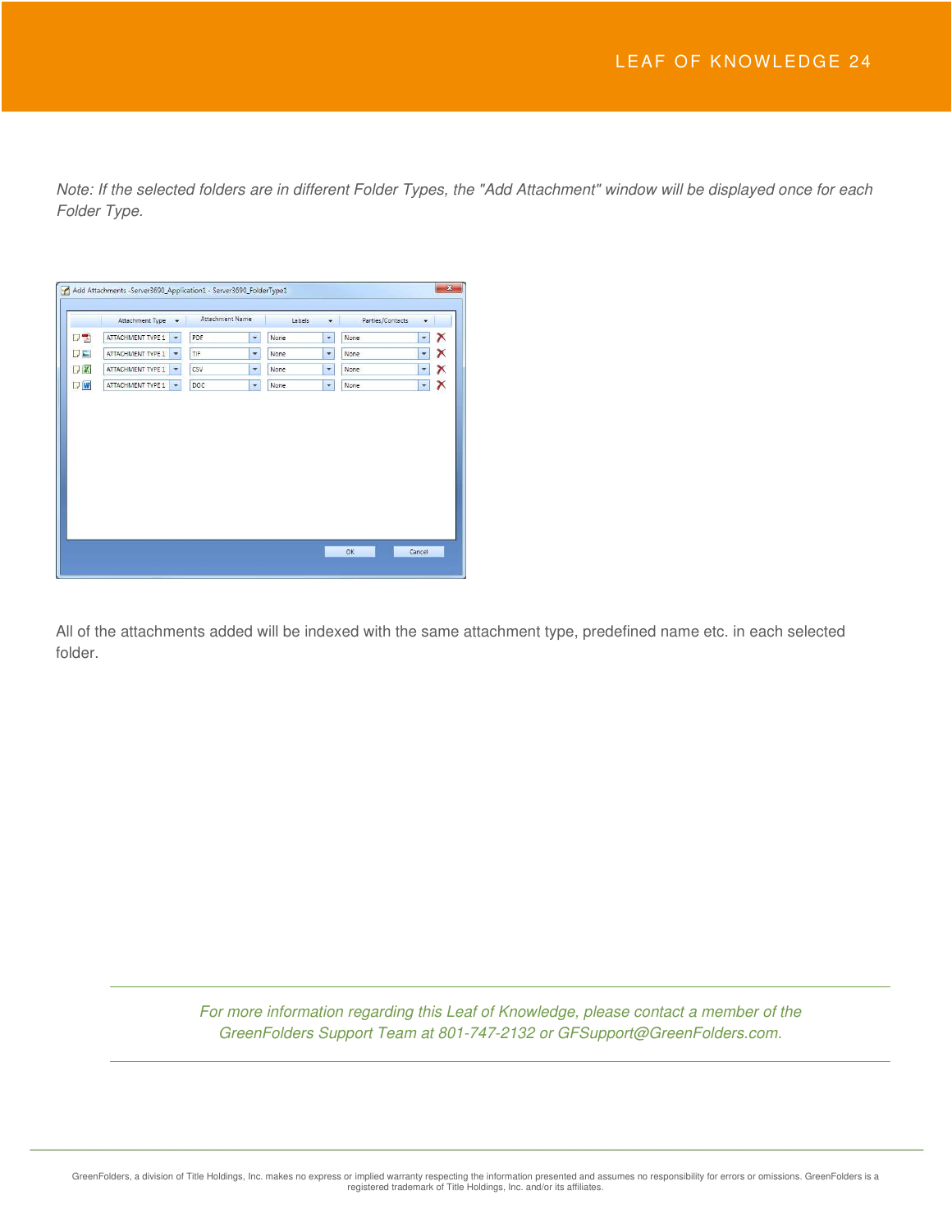*Note: If the selected folders are in different Folder Types, the "Add Attachment" window will be displayed once for each Folder Type.*

All of the attachments added will be indexed with the same attachment type, predefined name etc. in each selected folder.

*For more information regarding this Leaf of Knowledge, please contact a member of the GreenFolders Support Team at 801-747-2132 or GFSupport@GreenFolders.com.*

GreenFolders, a division of Title Holdings, Inc. makes no express or implied warranty respecting the information presented and assumes no responsibility for errors or omissions. GreenFolders is a registered trademark of Title Holdings, Inc. and/or its affiliates.